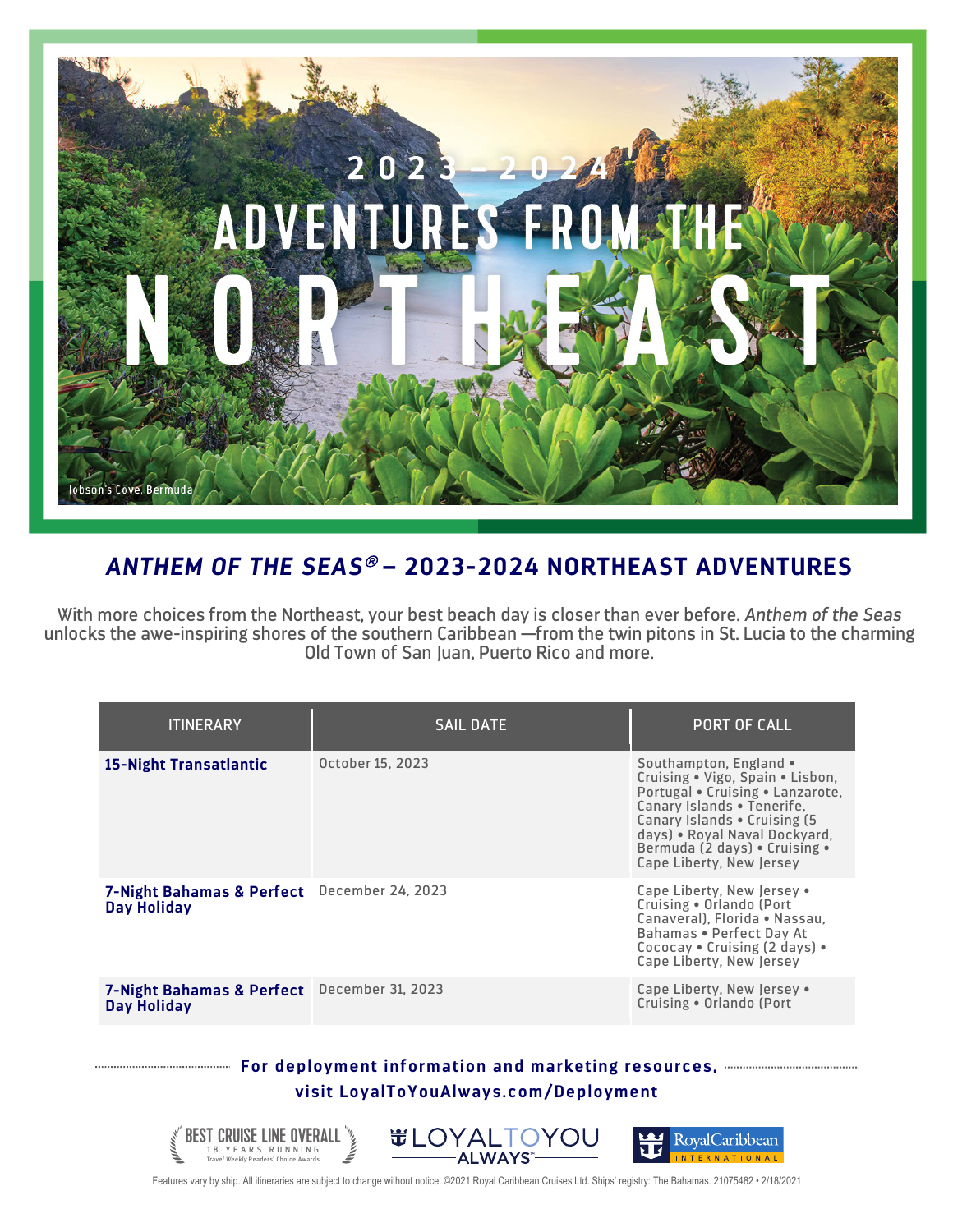# 2023 – 2024 ADVENTURES FROM THE NORTHEAST

Jobson's Cove, Bermuda

## *ANTHEM OF THE SEAS®* – 2023-2024 NORTHEAST ADVENTURES

With more choices from the Northeast, your best beach day is closer than ever before. *Anthem of the Seas* unlocks the awe-inspiring shores of the southern Caribbean —from the twin pitons in St. Lucia to the charming Old Town of San Juan, Puerto Rico and more.

| ITINERARY | SAIL DATE | PORT OF CALL |
|---|---|---|
| **15-Night Transatlantic** | October 15, 2023 | Southampton, England • Cruising • Vigo, Spain • Lisbon, Portugal • Cruising • Lanzarote, Canary Islands • Tenerife, Canary Islands • Cruising (5 days) • Royal Naval Dockyard, Bermuda (2 days) • Cruising • Cape Liberty, New Jersey |
| **7-Night Bahamas & Perfect Day Holiday** | December 24, 2023 | Cape Liberty, New Jersey • Cruising • Orlando (Port Canaveral), Florida • Nassau, Bahamas • Perfect Day At Cococay • Cruising (2 days) • Cape Liberty, New Jersey |
| **7-Night Bahamas & Perfect Day Holiday** | December 31, 2023 | Cape Liberty, New Jersey • Cruising • Orlando (Port |

**For deployment information and marketing resources, visit LoyalToYouAlways.com/Deployment**

BEST CRUISE LINE OVERALL 18 YEARS RUNNING Travel Weekly Readers' Choice Awards

LOYALTOYOU ALWAYS™

Royal Caribbean INTERNATIONAL

Features vary by ship. All itineraries are subject to change without notice. ©2021 Royal Caribbean Cruises Ltd. Ships' registry: The Bahamas. 21075482 • 2/18/2021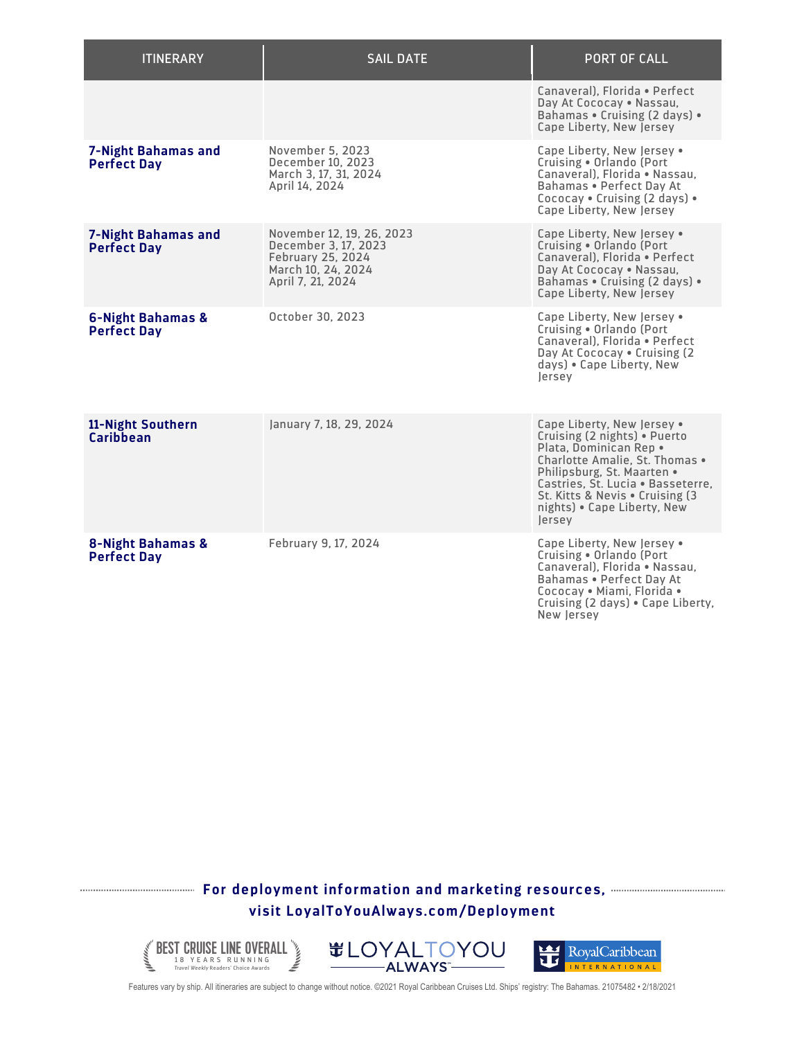| ITINERARY | SAIL DATE | PORT OF CALL |
| --- | --- | --- |
| | | Canaveral), Florida • Perfect Day At Cococay • Nassau, Bahamas • Cruising (2 days) • Cape Liberty, New Jersey |
| **7-Night Bahamas and Perfect Day** | November 5, 2023<br>December 10, 2023<br>March 3, 17, 31, 2024<br>April 14, 2024 | Cape Liberty, New Jersey • Cruising • Orlando (Port Canaveral), Florida • Nassau, Bahamas • Perfect Day At Cococay • Cruising (2 days) • Cape Liberty, New Jersey |
| **7-Night Bahamas and Perfect Day** | November 12, 19, 26, 2023<br>December 3, 17, 2023<br>February 25, 2024<br>March 10, 24, 2024<br>April 7, 21, 2024 | Cape Liberty, New Jersey • Cruising • Orlando (Port Canaveral), Florida • Perfect Day At Cococay • Nassau, Bahamas • Cruising (2 days) • Cape Liberty, New Jersey |
| **6-Night Bahamas & Perfect Day** | October 30, 2023 | Cape Liberty, New Jersey • Cruising • Orlando (Port Canaveral), Florida • Perfect Day At Cococay • Cruising (2 days) • Cape Liberty, New Jersey |
| **11-Night Southern Caribbean** | January 7, 18, 29, 2024 | Cape Liberty, New Jersey • Cruising (2 nights) • Puerto Plata, Dominican Rep • Charlotte Amalie, St. Thomas • Philipsburg, St. Maarten • Castries, St. Lucia • Basseterre, St. Kitts & Nevis • Cruising (3 nights) • Cape Liberty, New Jersey |
| **8-Night Bahamas & Perfect Day** | February 9, 17, 2024 | Cape Liberty, New Jersey • Cruising • Orlando (Port Canaveral), Florida • Nassau, Bahamas • Perfect Day At Cococay • Miami, Florida • Cruising (2 days) • Cape Liberty, New Jersey |

**For deployment information and marketing resources, visit LoyalToYouAlways.com/Deployment**

BEST CRUISE LINE OVERALL 18 YEARS RUNNING Travel Weekly Readers' Choice Awards

LOYAL TO YOU ALWAYS

Royal Caribbean INTERNATIONAL

Features vary by ship. All itineraries are subject to change without notice. ©2021 Royal Caribbean Cruises Ltd. Ships' registry: The Bahamas. 21075482 • 2/18/2021